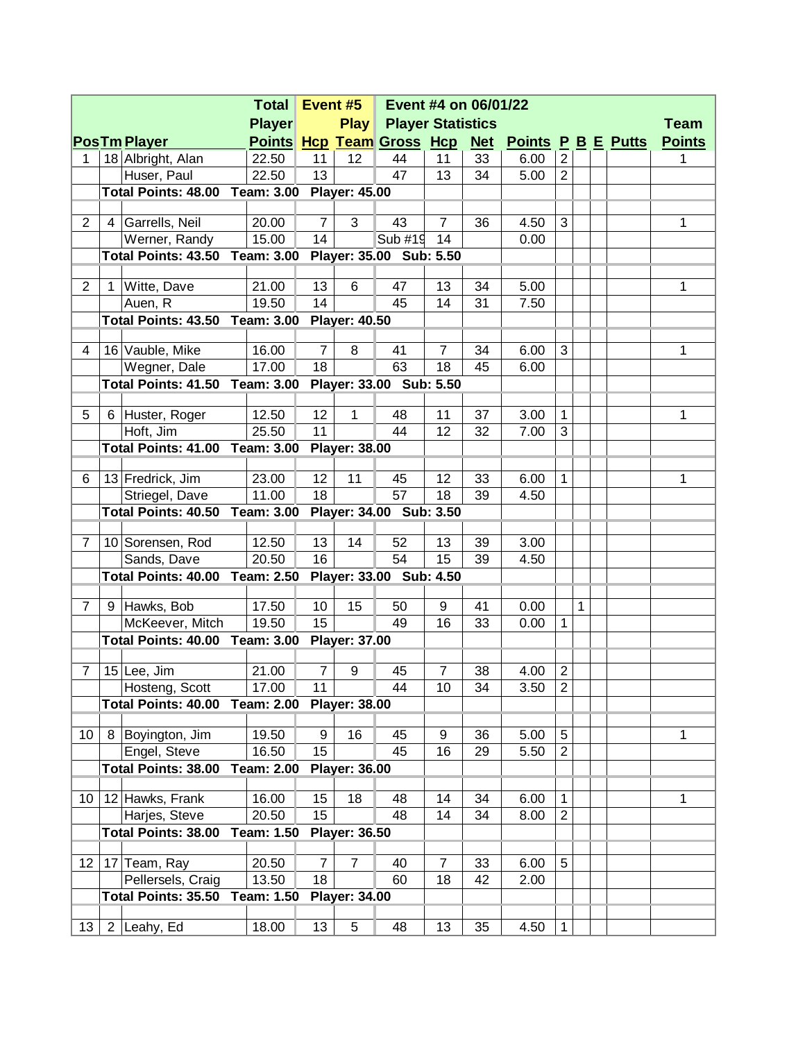| Pos | Tm | Player | Total Player Points | Event #5 Hcp | Play Team | Event #4 on 06/01/22 Player Statistics Gross | Hcp | Net | Points | P | B | E | Putts | Team Points |
|---|---|---|---|---|---|---|---|---|---|---|---|---|---|---|
| 1 | 18 | Albright, Alan | 22.50 | 11 | 12 | 44 | 11 | 33 | 6.00 | 2 | | | | 1 |
| | | Huser, Paul | 22.50 | 13 | | 47 | 13 | 34 | 5.00 | 2 | | | | |
| | **Total Points: 48.00** | | **Team: 3.00** | **Player: 45.00** | | | | | | | | | | |
| | | | | | | | | | | | | | | |
| 2 | 4 | Garrells, Neil | 20.00 | 7 | 3 | 43 | 7 | 36 | 4.50 | 3 | | | | 1 |
| | | Werner, Randy | 15.00 | 14 | | Sub #19 | 14 | | 0.00 | | | | | |
| | **Total Points: 43.50** | | **Team: 3.00** | **Player: 35.00** | | **Sub: 5.50** | | | | | | | | |
| | | | | | | | | | | | | | | |
| 2 | 1 | Witte, Dave | 21.00 | 13 | 6 | 47 | 13 | 34 | 5.00 | | | | | 1 |
| | | Auen, R | 19.50 | 14 | | 45 | 14 | 31 | 7.50 | | | | | |
| | **Total Points: 43.50** | | **Team: 3.00** | **Player: 40.50** | | | | | | | | | | |
| | | | | | | | | | | | | | | |
| 4 | 16 | Vauble, Mike | 16.00 | 7 | 8 | 41 | 7 | 34 | 6.00 | 3 | | | | 1 |
| | | Wegner, Dale | 17.00 | 18 | | 63 | 18 | 45 | 6.00 | | | | | |
| | **Total Points: 41.50** | | **Team: 3.00** | **Player: 33.00** | | **Sub: 5.50** | | | | | | | | |
| | | | | | | | | | | | | | | |
| 5 | 6 | Huster, Roger | 12.50 | 12 | 1 | 48 | 11 | 37 | 3.00 | 1 | | | | 1 |
| | | Hoft, Jim | 25.50 | 11 | | 44 | 12 | 32 | 7.00 | 3 | | | | |
| | **Total Points: 41.00** | | **Team: 3.00** | **Player: 38.00** | | | | | | | | | | |
| | | | | | | | | | | | | | | |
| 6 | 13 | Fredrick, Jim | 23.00 | 12 | 11 | 45 | 12 | 33 | 6.00 | 1 | | | | 1 |
| | | Striegel, Dave | 11.00 | 18 | | 57 | 18 | 39 | 4.50 | | | | | |
| | **Total Points: 40.50** | | **Team: 3.00** | **Player: 34.00** | | **Sub: 3.50** | | | | | | | | |
| | | | | | | | | | | | | | | |
| 7 | 10 | Sorensen, Rod | 12.50 | 13 | 14 | 52 | 13 | 39 | 3.00 | | | | | |
| | | Sands, Dave | 20.50 | 16 | | 54 | 15 | 39 | 4.50 | | | | | |
| | **Total Points: 40.00** | | **Team: 2.50** | **Player: 33.00** | | **Sub: 4.50** | | | | | | | | |
| | | | | | | | | | | | | | | |
| 7 | 9 | Hawks, Bob | 17.50 | 10 | 15 | 50 | 9 | 41 | 0.00 | | 1 | | | |
| | | McKeever, Mitch | 19.50 | 15 | | 49 | 16 | 33 | 0.00 | 1 | | | | |
| | **Total Points: 40.00** | | **Team: 3.00** | **Player: 37.00** | | | | | | | | | | |
| | | | | | | | | | | | | | | |
| 7 | 15 | Lee, Jim | 21.00 | 7 | 9 | 45 | 7 | 38 | 4.00 | 2 | | | | |
| | | Hosteng, Scott | 17.00 | 11 | | 44 | 10 | 34 | 3.50 | 2 | | | | |
| | **Total Points: 40.00** | | **Team: 2.00** | **Player: 38.00** | | | | | | | | | | |
| | | | | | | | | | | | | | | |
| 10 | 8 | Boyington, Jim | 19.50 | 9 | 16 | 45 | 9 | 36 | 5.00 | 5 | | | | 1 |
| | | Engel, Steve | 16.50 | 15 | | 45 | 16 | 29 | 5.50 | 2 | | | | |
| | **Total Points: 38.00** | | **Team: 2.00** | **Player: 36.00** | | | | | | | | | | |
| | | | | | | | | | | | | | | |
| 10 | 12 | Hawks, Frank | 16.00 | 15 | 18 | 48 | 14 | 34 | 6.00 | 1 | | | | 1 |
| | | Harjes, Steve | 20.50 | 15 | | 48 | 14 | 34 | 8.00 | 2 | | | | |
| | **Total Points: 38.00** | | **Team: 1.50** | **Player: 36.50** | | | | | | | | | | |
| | | | | | | | | | | | | | | |
| 12 | 17 | Team, Ray | 20.50 | 7 | 7 | 40 | 7 | 33 | 6.00 | 5 | | | | |
| | | Pellersels, Craig | 13.50 | 18 | | 60 | 18 | 42 | 2.00 | | | | | |
| | **Total Points: 35.50** | | **Team: 1.50** | **Player: 34.00** | | | | | | | | | | |
| | | | | | | | | | | | | | | |
| 13 | 2 | Leahy, Ed | 18.00 | 13 | 5 | 48 | 13 | 35 | 4.50 | 1 | | | | |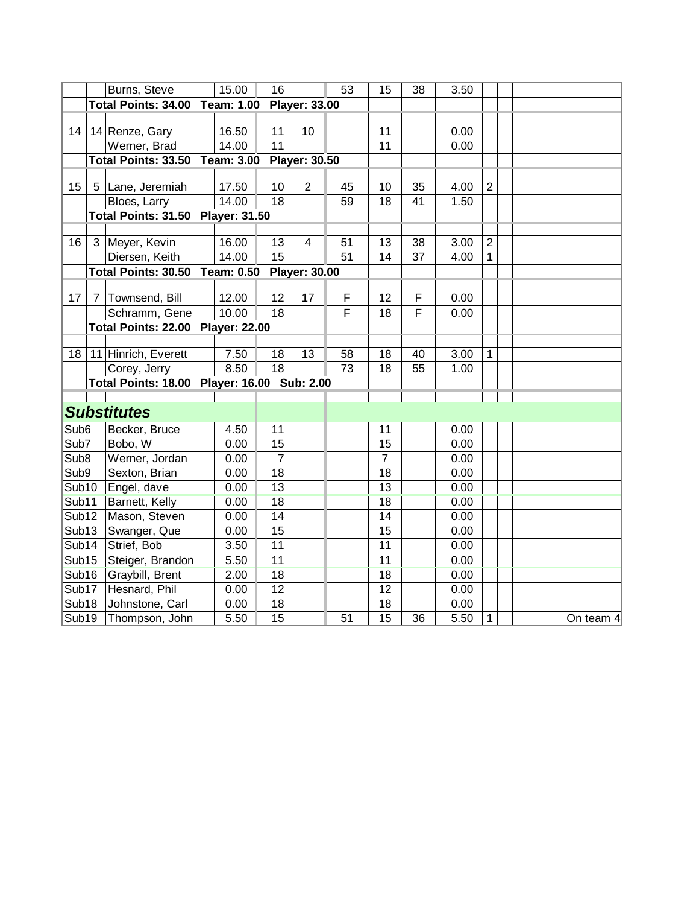| | | | | | | | | | | | | | | |
|---|---|---|---|---|---|---|---|---|---|---|---|---|---|---|
| | | Burns, Steve | 15.00 | 16 | | 53 | 15 | 38 | 3.50 | | | | | |
| | Total Points: 34.00 Team: 1.00 Player: 33.00 | | | | | | | | | | | | | |
| | | | | | | | | | | | | | | |
| 14 | 14 | Renze, Gary | 16.50 | 11 | 10 | | 11 | | 0.00 | | | | | |
| | | Werner, Brad | 14.00 | 11 | | | 11 | | 0.00 | | | | | |
| | Total Points: 33.50 Team: 3.00 Player: 30.50 | | | | | | | | | | | | | |
| | | | | | | | | | | | | | | |
| 15 | 5 | Lane, Jeremiah | 17.50 | 10 | 2 | 45 | 10 | 35 | 4.00 | 2 | | | | |
| | | Bloes, Larry | 14.00 | 18 | | 59 | 18 | 41 | 1.50 | | | | | |
| | Total Points: 31.50 Player: 31.50 | | | | | | | | | | | | | |
| | | | | | | | | | | | | | | |
| 16 | 3 | Meyer, Kevin | 16.00 | 13 | 4 | 51 | 13 | 38 | 3.00 | 2 | | | | |
| | | Diersen, Keith | 14.00 | 15 | | 51 | 14 | 37 | 4.00 | 1 | | | | |
| | Total Points: 30.50 Team: 0.50 Player: 30.00 | | | | | | | | | | | | | |
| | | | | | | | | | | | | | | |
| 17 | 7 | Townsend, Bill | 12.00 | 12 | 17 | F | 12 | F | 0.00 | | | | | |
| | | Schramm, Gene | 10.00 | 18 | | F | 18 | F | 0.00 | | | | | |
| | Total Points: 22.00 Player: 22.00 | | | | | | | | | | | | | |
| | | | | | | | | | | | | | | |
| 18 | 11 | Hinrich, Everett | 7.50 | 18 | 13 | 58 | 18 | 40 | 3.00 | 1 | | | | |
| | | Corey, Jerry | 8.50 | 18 | | 73 | 18 | 55 | 1.00 | | | | | |
| | Total Points: 18.00 Player: 16.00 Sub: 2.00 | | | | | | | | | | | | | |
| | | | | | | | | | | | | | | |
| ***Substitutes*** | | | | | | | | | | | | | | |
| Sub6 | | Becker, Bruce | 4.50 | 11 | | | 11 | | 0.00 | | | | | |
| Sub7 | | Bobo, W | 0.00 | 15 | | | 15 | | 0.00 | | | | | |
| Sub8 | | Werner, Jordan | 0.00 | 7 | | | 7 | | 0.00 | | | | | |
| Sub9 | | Sexton, Brian | 0.00 | 18 | | | 18 | | 0.00 | | | | | |
| Sub10 | | Engel, dave | 0.00 | 13 | | | 13 | | 0.00 | | | | | |
| Sub11 | | Barnett, Kelly | 0.00 | 18 | | | 18 | | 0.00 | | | | | |
| Sub12 | | Mason, Steven | 0.00 | 14 | | | 14 | | 0.00 | | | | | |
| Sub13 | | Swanger, Que | 0.00 | 15 | | | 15 | | 0.00 | | | | | |
| Sub14 | | Strief, Bob | 3.50 | 11 | | | 11 | | 0.00 | | | | | |
| Sub15 | | Steiger, Brandon | 5.50 | 11 | | | 11 | | 0.00 | | | | | |
| Sub16 | | Graybill, Brent | 2.00 | 18 | | | 18 | | 0.00 | | | | | |
| Sub17 | | Hesnard, Phil | 0.00 | 12 | | | 12 | | 0.00 | | | | | |
| Sub18 | | Johnstone, Carl | 0.00 | 18 | | | 18 | | 0.00 | | | | | |
| Sub19 | | Thompson, John | 5.50 | 15 | | 51 | 15 | 36 | 5.50 | 1 | | | | On team 4 |